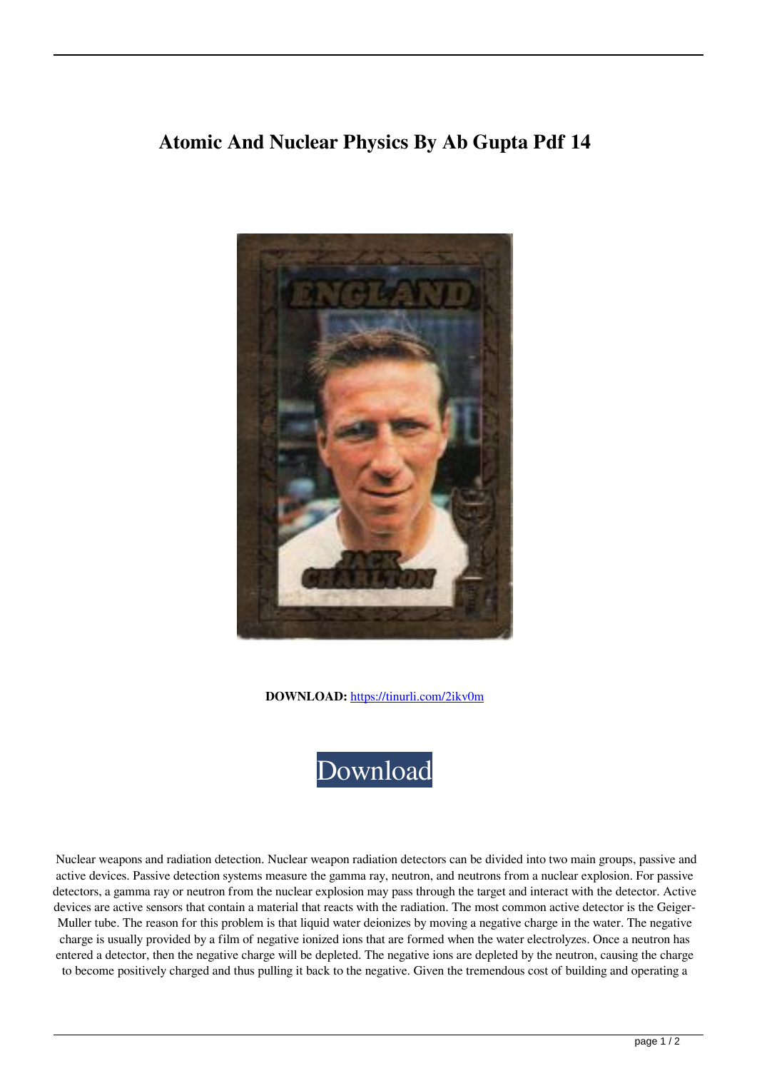# Atomic And Nuclear Physics By Ab Gupta Pdf 14

**DOWNLOAD:** https://tinurli.com/2ikv0m

Download

Nuclear weapons and radiation detection. Nuclear weapon radiation detectors can be divided into two main groups, passive and active devices. Passive detection systems measure the gamma ray, neutron, and neutrons from a nuclear explosion. For passive detectors, a gamma ray or neutron from the nuclear explosion may pass through the target and interact with the detector. Active devices are active sensors that contain a material that reacts with the radiation. The most common active detector is the Geiger-Muller tube. The reason for this problem is that liquid water deionizes by moving a negative charge in the water. The negative charge is usually provided by a film of negative ionized ions that are formed when the water electrolyzes. Once a neutron has entered a detector, then the negative charge will be depleted. The negative ions are depleted by the neutron, causing the charge to become positively charged and thus pulling it back to the negative. Given the tremendous cost of building and operating a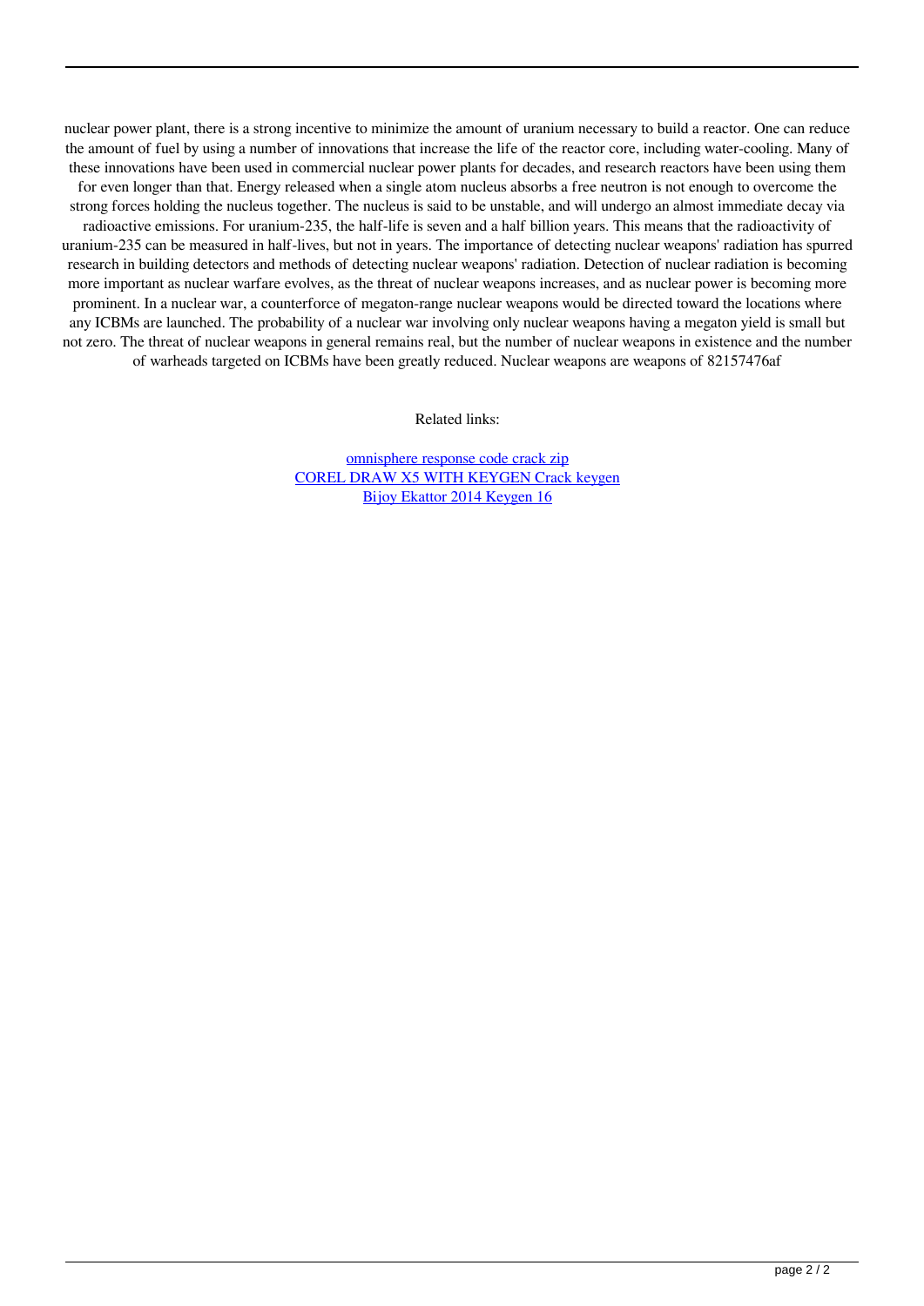nuclear power plant, there is a strong incentive to minimize the amount of uranium necessary to build a reactor. One can reduce the amount of fuel by using a number of innovations that increase the life of the reactor core, including water-cooling. Many of these innovations have been used in commercial nuclear power plants for decades, and research reactors have been using them for even longer than that. Energy released when a single atom nucleus absorbs a free neutron is not enough to overcome the strong forces holding the nucleus together. The nucleus is said to be unstable, and will undergo an almost immediate decay via radioactive emissions. For uranium-235, the half-life is seven and a half billion years. This means that the radioactivity of uranium-235 can be measured in half-lives, but not in years. The importance of detecting nuclear weapons' radiation has spurred research in building detectors and methods of detecting nuclear weapons' radiation. Detection of nuclear radiation is becoming more important as nuclear warfare evolves, as the threat of nuclear weapons increases, and as nuclear power is becoming more prominent. In a nuclear war, a counterforce of megaton-range nuclear weapons would be directed toward the locations where any ICBMs are launched. The probability of a nuclear war involving only nuclear weapons having a megaton yield is small but not zero. The threat of nuclear weapons in general remains real, but the number of nuclear weapons in existence and the number of warheads targeted on ICBMs have been greatly reduced. Nuclear weapons are weapons of 82157476af

Related links:

omnisphere response code crack zip
COREL DRAW X5 WITH KEYGEN Crack keygen
Bijoy Ekattor 2014 Keygen 16